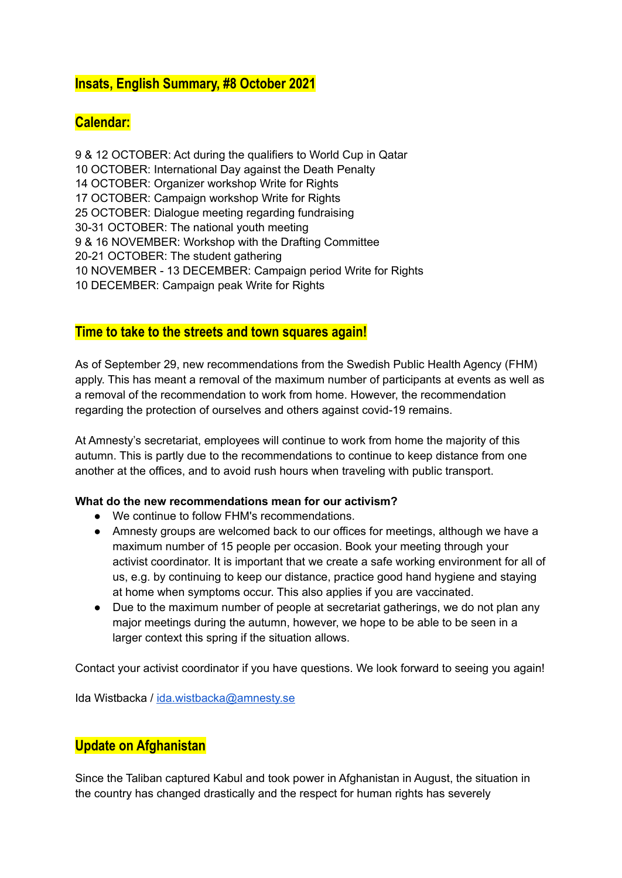## Insats, English Summary, #8 October 2021

## Calendar:

9 & 12 OCTOBER: Act during the qualifiers to World Cup in Qatar
10 OCTOBER: International Day against the Death Penalty
14 OCTOBER: Organizer workshop Write for Rights
17 OCTOBER: Campaign workshop Write for Rights
25 OCTOBER: Dialogue meeting regarding fundraising
30-31 OCTOBER: The national youth meeting
9 & 16 NOVEMBER: Workshop with the Drafting Committee
20-21 OCTOBER: The student gathering
10 NOVEMBER - 13 DECEMBER: Campaign period Write for Rights
10 DECEMBER: Campaign peak Write for Rights

## Time to take to the streets and town squares again!

As of September 29, new recommendations from the Swedish Public Health Agency (FHM) apply. This has meant a removal of the maximum number of participants at events as well as a removal of the recommendation to work from home. However, the recommendation regarding the protection of ourselves and others against covid-19 remains.

At Amnesty's secretariat, employees will continue to work from home the majority of this autumn. This is partly due to the recommendations to continue to keep distance from one another at the offices, and to avoid rush hours when traveling with public transport.

**What do the new recommendations mean for our activism?**

- We continue to follow FHM's recommendations.
- Amnesty groups are welcomed back to our offices for meetings, although we have a maximum number of 15 people per occasion. Book your meeting through your activist coordinator. It is important that we create a safe working environment for all of us, e.g. by continuing to keep our distance, practice good hand hygiene and staying at home when symptoms occur. This also applies if you are vaccinated.
- Due to the maximum number of people at secretariat gatherings, we do not plan any major meetings during the autumn, however, we hope to be able to be seen in a larger context this spring if the situation allows.

Contact your activist coordinator if you have questions. We look forward to seeing you again!

Ida Wistbacka / ida.wistbacka@amnesty.se

## Update on Afghanistan

Since the Taliban captured Kabul and took power in Afghanistan in August, the situation in the country has changed drastically and the respect for human rights has severely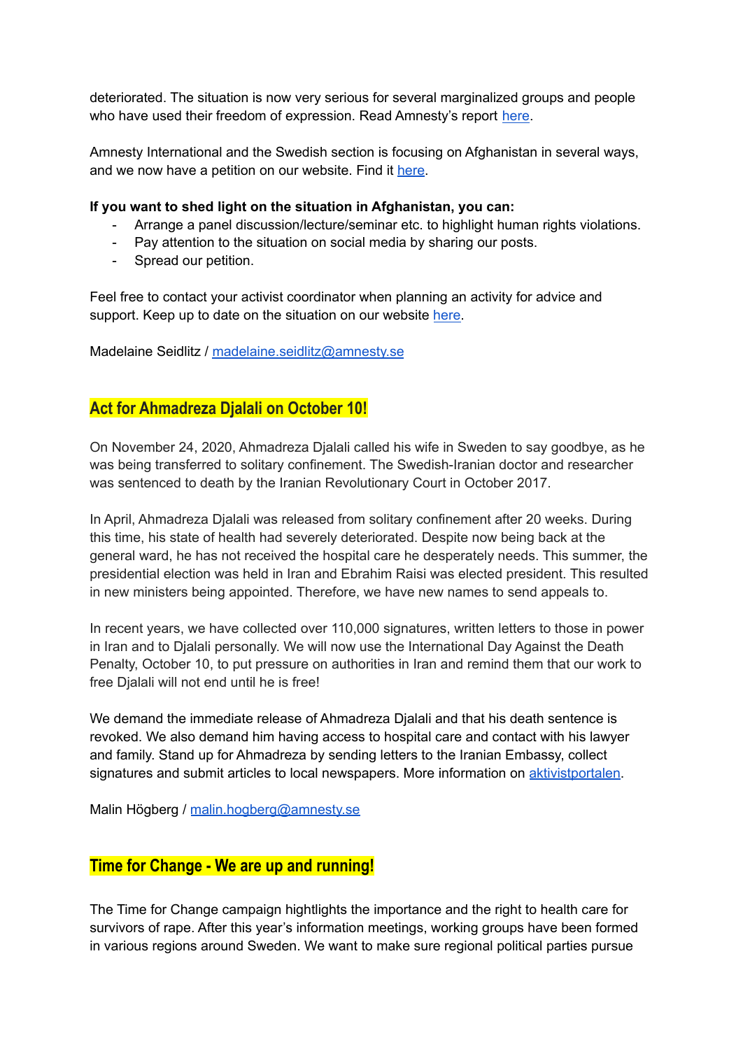deteriorated. The situation is now very serious for several marginalized groups and people who have used their freedom of expression. Read Amnesty's report [here](#).

Amnesty International and the Swedish section is focusing on Afghanistan in several ways, and we now have a petition on our website. Find it [here](#).

**If you want to shed light on the situation in Afghanistan, you can:**

- Arrange a panel discussion/lecture/seminar etc. to highlight human rights violations.
- Pay attention to the situation on social media by sharing our posts.
- Spread our petition.

Feel free to contact your activist coordinator when planning an activity for advice and support. Keep up to date on the situation on our website [here](#).

Madelaine Seidlitz / madelaine.seidlitz@amnesty.se

## Act for Ahmadreza Djalali on October 10!

On November 24, 2020, Ahmadreza Djalali called his wife in Sweden to say goodbye, as he was being transferred to solitary confinement. The Swedish-Iranian doctor and researcher was sentenced to death by the Iranian Revolutionary Court in October 2017.

In April, Ahmadreza Djalali was released from solitary confinement after 20 weeks. During this time, his state of health had severely deteriorated. Despite now being back at the general ward, he has not received the hospital care he desperately needs. This summer, the presidential election was held in Iran and Ebrahim Raisi was elected president. This resulted in new ministers being appointed. Therefore, we have new names to send appeals to.

In recent years, we have collected over 110,000 signatures, written letters to those in power in Iran and to Djalali personally. We will now use the International Day Against the Death Penalty, October 10, to put pressure on authorities in Iran and remind them that our work to free Djalali will not end until he is free!

We demand the immediate release of Ahmadreza Djalali and that his death sentence is revoked. We also demand him having access to hospital care and contact with his lawyer and family. Stand up for Ahmadreza by sending letters to the Iranian Embassy, collect signatures and submit articles to local newspapers. More information on [aktivistportalen](#).

Malin Högberg / malin.hogberg@amnesty.se

## Time for Change - We are up and running!

The Time for Change campaign hightlights the importance and the right to health care for survivors of rape. After this year's information meetings, working groups have been formed in various regions around Sweden. We want to make sure regional political parties pursue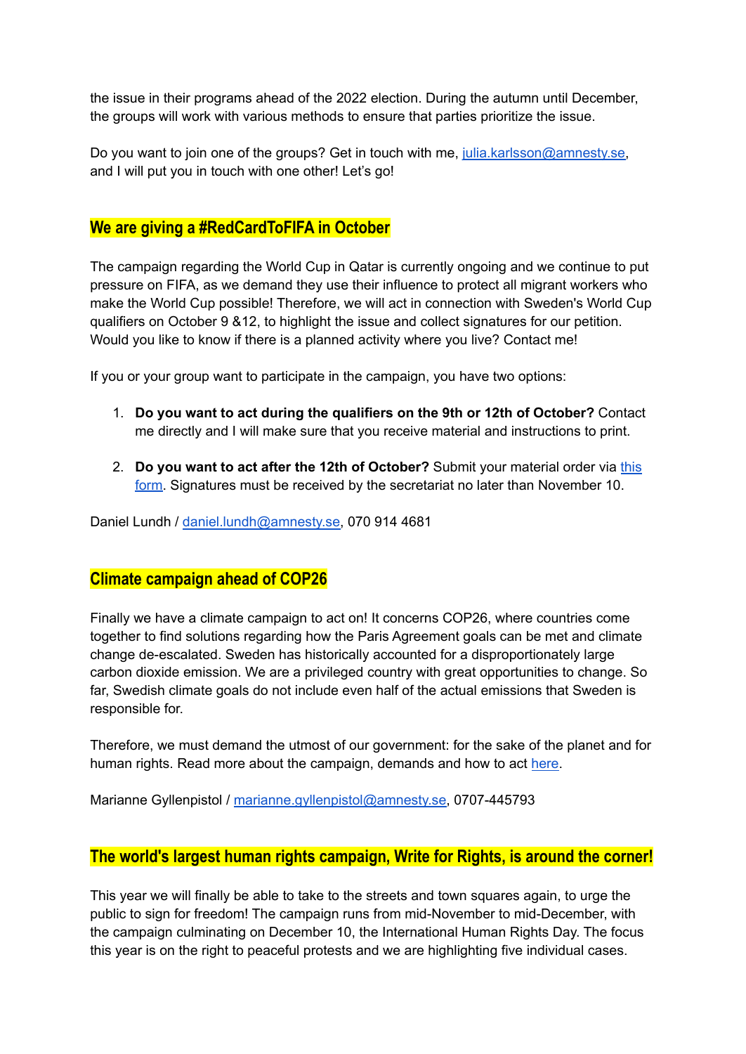the issue in their programs ahead of the 2022 election. During the autumn until December, the groups will work with various methods to ensure that parties prioritize the issue.

Do you want to join one of the groups? Get in touch with me, julia.karlsson@amnesty.se, and I will put you in touch with one other! Let's go!

## We are giving a #RedCardToFIFA in October

The campaign regarding the World Cup in Qatar is currently ongoing and we continue to put pressure on FIFA, as we demand they use their influence to protect all migrant workers who make the World Cup possible! Therefore, we will act in connection with Sweden's World Cup qualifiers on October 9 &12, to highlight the issue and collect signatures for our petition. Would you like to know if there is a planned activity where you live? Contact me!

If you or your group want to participate in the campaign, you have two options:

1. **Do you want to act during the qualifiers on the 9th or 12th of October?** Contact me directly and I will make sure that you receive material and instructions to print.
2. **Do you want to act after the 12th of October?** Submit your material order via this form. Signatures must be received by the secretariat no later than November 10.

Daniel Lundh / daniel.lundh@amnesty.se, 070 914 4681

## Climate campaign ahead of COP26

Finally we have a climate campaign to act on! It concerns COP26, where countries come together to find solutions regarding how the Paris Agreement goals can be met and climate change de-escalated. Sweden has historically accounted for a disproportionately large carbon dioxide emission. We are a privileged country with great opportunities to change. So far, Swedish climate goals do not include even half of the actual emissions that Sweden is responsible for.

Therefore, we must demand the utmost of our government: for the sake of the planet and for human rights. Read more about the campaign, demands and how to act here.

Marianne Gyllenpistol / marianne.gyllenpistol@amnesty.se, 0707-445793

## The world's largest human rights campaign, Write for Rights, is around the corner!

This year we will finally be able to take to the streets and town squares again, to urge the public to sign for freedom! The campaign runs from mid-November to mid-December, with the campaign culminating on December 10, the International Human Rights Day. The focus this year is on the right to peaceful protests and we are highlighting five individual cases.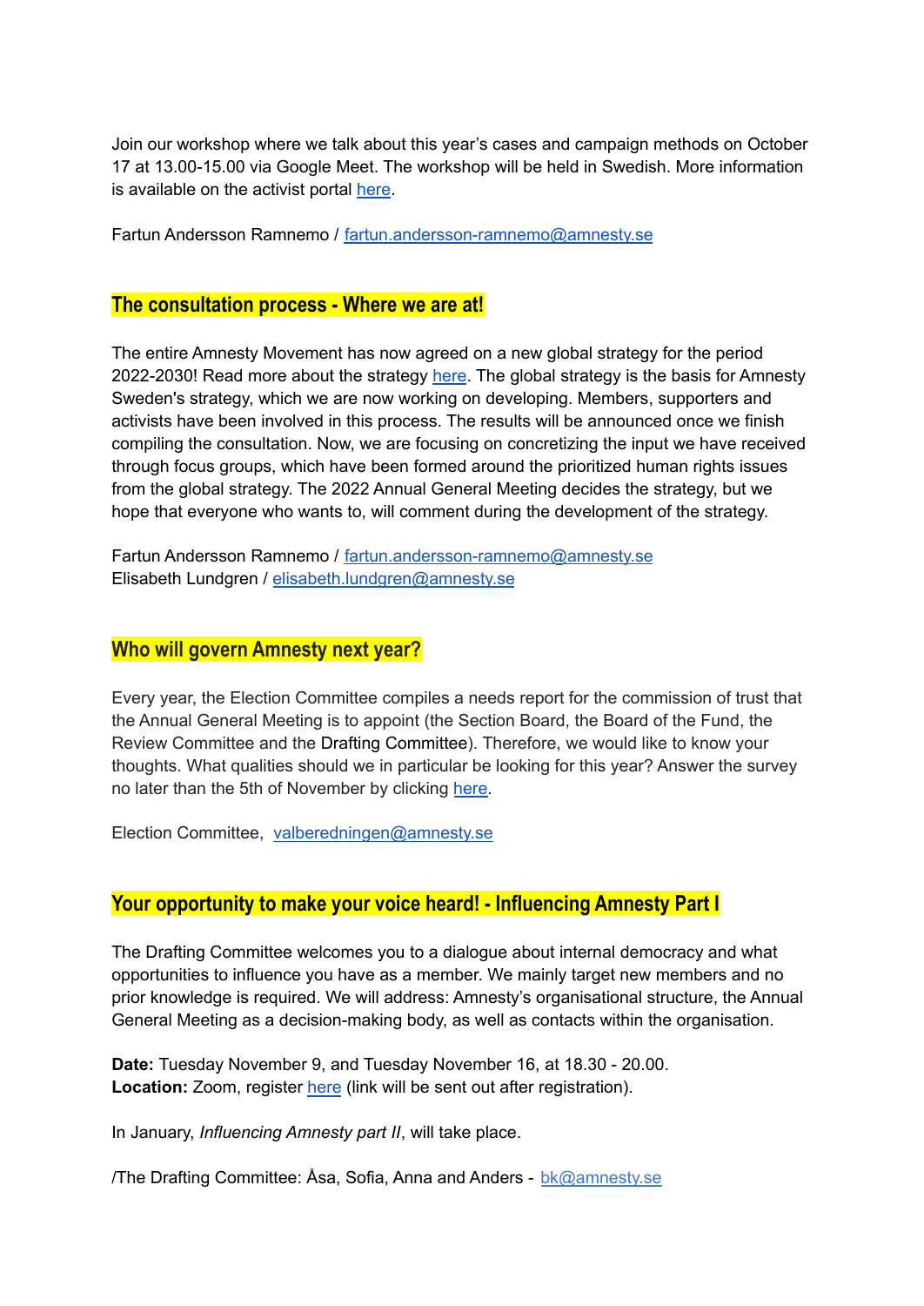Join our workshop where we talk about this year's cases and campaign methods on October 17 at 13.00-15.00 via Google Meet. The workshop will be held in Swedish. More information is available on the activist portal here.

Fartun Andersson Ramnemo / fartun.andersson-ramnemo@amnesty.se

## The consultation process - Where we are at!

The entire Amnesty Movement has now agreed on a new global strategy for the period 2022-2030! Read more about the strategy here. The global strategy is the basis for Amnesty Sweden's strategy, which we are now working on developing. Members, supporters and activists have been involved in this process. The results will be announced once we finish compiling the consultation. Now, we are focusing on concretizing the input we have received through focus groups, which have been formed around the prioritized human rights issues from the global strategy. The 2022 Annual General Meeting decides the strategy, but we hope that everyone who wants to, will comment during the development of the strategy.

Fartun Andersson Ramnemo / fartun.andersson-ramnemo@amnesty.se
Elisabeth Lundgren / elisabeth.lundgren@amnesty.se

## Who will govern Amnesty next year?

Every year, the Election Committee compiles a needs report for the commission of trust that the Annual General Meeting is to appoint (the Section Board, the Board of the Fund, the Review Committee and the Drafting Committee). Therefore, we would like to know your thoughts. What qualities should we in particular be looking for this year? Answer the survey no later than the 5th of November by clicking here.

Election Committee, valberedningen@amnesty.se

## Your opportunity to make your voice heard! - Influencing Amnesty Part I

The Drafting Committee welcomes you to a dialogue about internal democracy and what opportunities to influence you have as a member. We mainly target new members and no prior knowledge is required. We will address: Amnesty's organisational structure, the Annual General Meeting as a decision-making body, as well as contacts within the organisation.

**Date:** Tuesday November 9, and Tuesday November 16, at 18.30 - 20.00.
**Location:** Zoom, register here (link will be sent out after registration).

In January, *Influencing Amnesty part II*, will take place.

/The Drafting Committee: Åsa, Sofia, Anna and Anders - bk@amnesty.se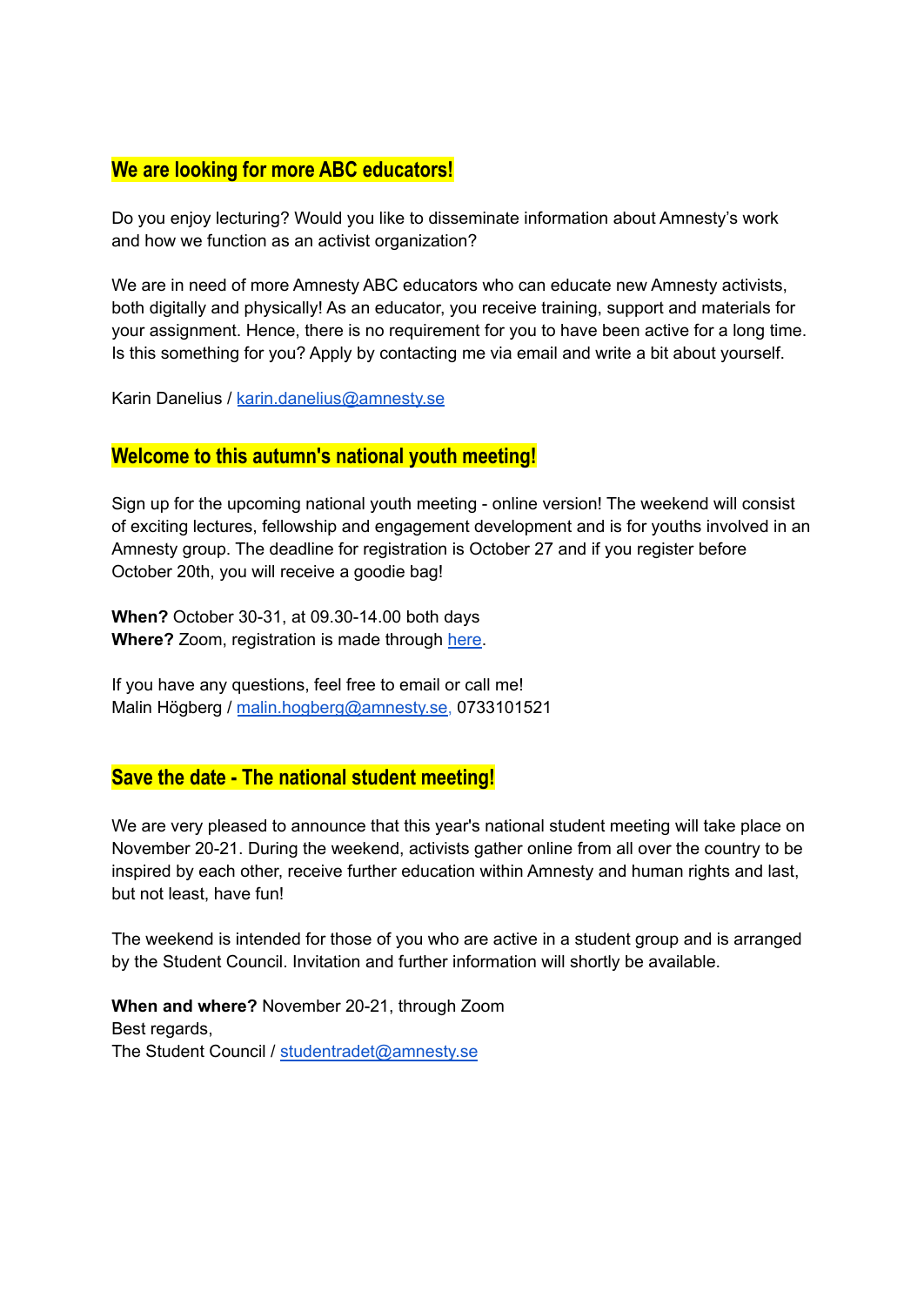## We are looking for more ABC educators!

Do you enjoy lecturing? Would you like to disseminate information about Amnesty's work and how we function as an activist organization?

We are in need of more Amnesty ABC educators who can educate new Amnesty activists, both digitally and physically! As an educator, you receive training, support and materials for your assignment. Hence, there is no requirement for you to have been active for a long time. Is this something for you? Apply by contacting me via email and write a bit about yourself.

Karin Danelius / karin.danelius@amnesty.se

## Welcome to this autumn's national youth meeting!

Sign up for the upcoming national youth meeting - online version! The weekend will consist of exciting lectures, fellowship and engagement development and is for youths involved in an Amnesty group. The deadline for registration is October 27 and if you register before October 20th, you will receive a goodie bag!

**When?** October 30-31, at 09.30-14.00 both days
**Where?** Zoom, registration is made through here.

If you have any questions, feel free to email or call me!
Malin Högberg / malin.hogberg@amnesty.se, 0733101521

## Save the date - The national student meeting!

We are very pleased to announce that this year's national student meeting will take place on November 20-21. During the weekend, activists gather online from all over the country to be inspired by each other, receive further education within Amnesty and human rights and last, but not least, have fun!

The weekend is intended for those of you who are active in a student group and is arranged by the Student Council. Invitation and further information will shortly be available.

**When and where?** November 20-21, through Zoom
Best regards,
The Student Council / studentradet@amnesty.se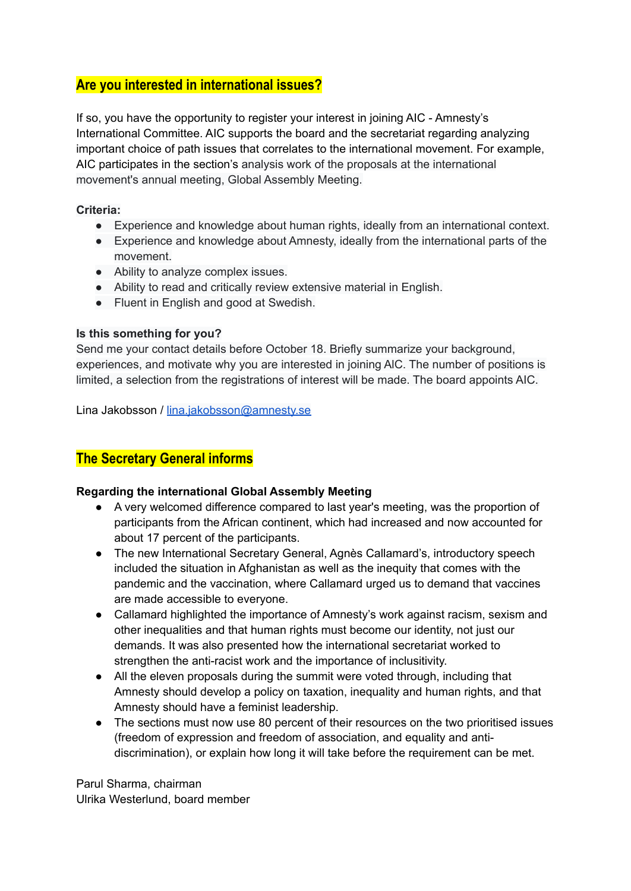## Are you interested in international issues?

If so, you have the opportunity to register your interest in joining AIC - Amnesty's International Committee. AIC supports the board and the secretariat regarding analyzing important choice of path issues that correlates to the international movement. For example, AIC participates in the section's analysis work of the proposals at the international movement's annual meeting, Global Assembly Meeting.

**Criteria:**

- Experience and knowledge about human rights, ideally from an international context.
- Experience and knowledge about Amnesty, ideally from the international parts of the movement.
- Ability to analyze complex issues.
- Ability to read and critically review extensive material in English.
- Fluent in English and good at Swedish.

**Is this something for you?**
Send me your contact details before October 18. Briefly summarize your background, experiences, and motivate why you are interested in joining AIC. The number of positions is limited, a selection from the registrations of interest will be made. The board appoints AIC.

Lina Jakobsson / [lina.jakobsson@amnesty.se](mailto:lina.jakobsson@amnesty.se)

## The Secretary General informs

**Regarding the international Global Assembly Meeting**

- A very welcomed difference compared to last year's meeting, was the proportion of participants from the African continent, which had increased and now accounted for about 17 percent of the participants.
- The new International Secretary General, Agnès Callamard's, introductory speech included the situation in Afghanistan as well as the inequity that comes with the pandemic and the vaccination, where Callamard urged us to demand that vaccines are made accessible to everyone.
- Callamard highlighted the importance of Amnesty's work against racism, sexism and other inequalities and that human rights must become our identity, not just our demands. It was also presented how the international secretariat worked to strengthen the anti-racist work and the importance of inclusivity.
- All the eleven proposals during the summit were voted through, including that Amnesty should develop a policy on taxation, inequality and human rights, and that Amnesty should have a feminist leadership.
- The sections must now use 80 percent of their resources on the two prioritised issues (freedom of expression and freedom of association, and equality and anti-discrimination), or explain how long it will take before the requirement can be met.

Parul Sharma, chairman
Ulrika Westerlund, board member